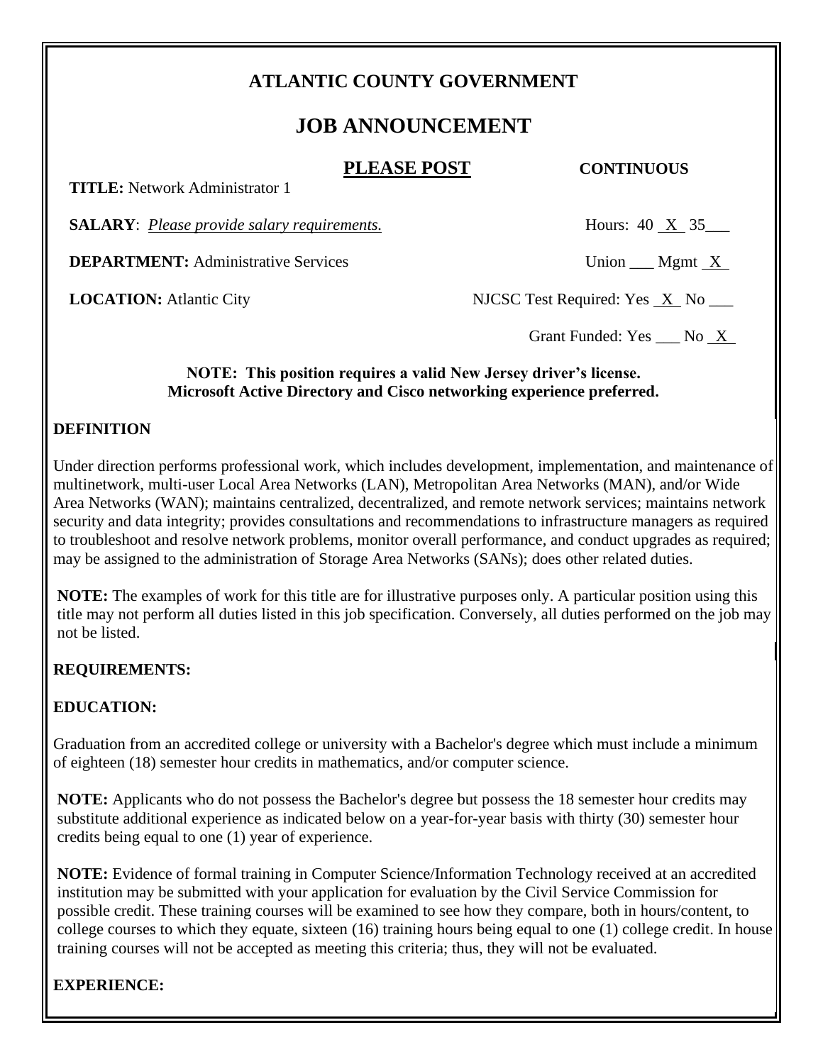# ATLANTIC COUNTY GOVERNMENT

## JOB ANNOUNCEMENT

**PLEASE POST** **CONTINUOUS**

**TITLE:** Network Administrator 1

**SALARY**: *Please provide salary requirements.* Hours: 40 _X_ 35___

**DEPARTMENT:** Administrative Services Union ___ Mgmt _X_

**LOCATION:** Atlantic City NJCSC Test Required: Yes _X_ No ___

Grant Funded: Yes ___ No _X_

**NOTE: This position requires a valid New Jersey driver's license. Microsoft Active Directory and Cisco networking experience preferred.**

**DEFINITION**

Under direction performs professional work, which includes development, implementation, and maintenance of multinetwork, multi-user Local Area Networks (LAN), Metropolitan Area Networks (MAN), and/or Wide Area Networks (WAN); maintains centralized, decentralized, and remote network services; maintains network security and data integrity; provides consultations and recommendations to infrastructure managers as required to troubleshoot and resolve network problems, monitor overall performance, and conduct upgrades as required; may be assigned to the administration of Storage Area Networks (SANs); does other related duties.

**NOTE:** The examples of work for this title are for illustrative purposes only. A particular position using this title may not perform all duties listed in this job specification. Conversely, all duties performed on the job may not be listed.

**REQUIREMENTS:**

**EDUCATION:**

Graduation from an accredited college or university with a Bachelor's degree which must include a minimum of eighteen (18) semester hour credits in mathematics, and/or computer science.

**NOTE:** Applicants who do not possess the Bachelor's degree but possess the 18 semester hour credits may substitute additional experience as indicated below on a year-for-year basis with thirty (30) semester hour credits being equal to one (1) year of experience.

**NOTE:** Evidence of formal training in Computer Science/Information Technology received at an accredited institution may be submitted with your application for evaluation by the Civil Service Commission for possible credit. These training courses will be examined to see how they compare, both in hours/content, to college courses to which they equate, sixteen (16) training hours being equal to one (1) college credit. In house training courses will not be accepted as meeting this criteria; thus, they will not be evaluated.

**EXPERIENCE:**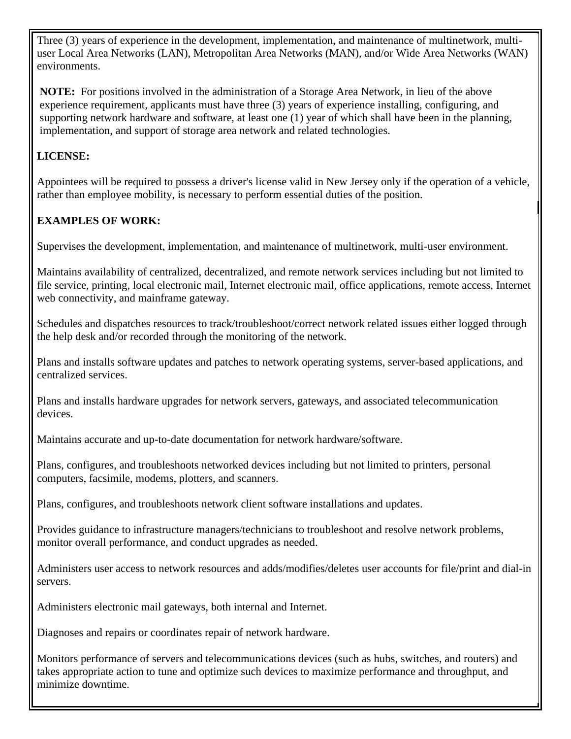Three (3) years of experience in the development, implementation, and maintenance of multinetwork, multi-user Local Area Networks (LAN), Metropolitan Area Networks (MAN), and/or Wide Area Networks (WAN) environments.

**NOTE:** For positions involved in the administration of a Storage Area Network, in lieu of the above experience requirement, applicants must have three (3) years of experience installing, configuring, and supporting network hardware and software, at least one (1) year of which shall have been in the planning, implementation, and support of storage area network and related technologies.

**LICENSE:**

Appointees will be required to possess a driver's license valid in New Jersey only if the operation of a vehicle, rather than employee mobility, is necessary to perform essential duties of the position.

**EXAMPLES OF WORK:**

Supervises the development, implementation, and maintenance of multinetwork, multi-user environment.

Maintains availability of centralized, decentralized, and remote network services including but not limited to file service, printing, local electronic mail, Internet electronic mail, office applications, remote access, Internet web connectivity, and mainframe gateway.

Schedules and dispatches resources to track/troubleshoot/correct network related issues either logged through the help desk and/or recorded through the monitoring of the network.

Plans and installs software updates and patches to network operating systems, server-based applications, and centralized services.

Plans and installs hardware upgrades for network servers, gateways, and associated telecommunication devices.

Maintains accurate and up-to-date documentation for network hardware/software.

Plans, configures, and troubleshoots networked devices including but not limited to printers, personal computers, facsimile, modems, plotters, and scanners.

Plans, configures, and troubleshoots network client software installations and updates.

Provides guidance to infrastructure managers/technicians to troubleshoot and resolve network problems, monitor overall performance, and conduct upgrades as needed.

Administers user access to network resources and adds/modifies/deletes user accounts for file/print and dial-in servers.

Administers electronic mail gateways, both internal and Internet.

Diagnoses and repairs or coordinates repair of network hardware.

Monitors performance of servers and telecommunications devices (such as hubs, switches, and routers) and takes appropriate action to tune and optimize such devices to maximize performance and throughput, and minimize downtime.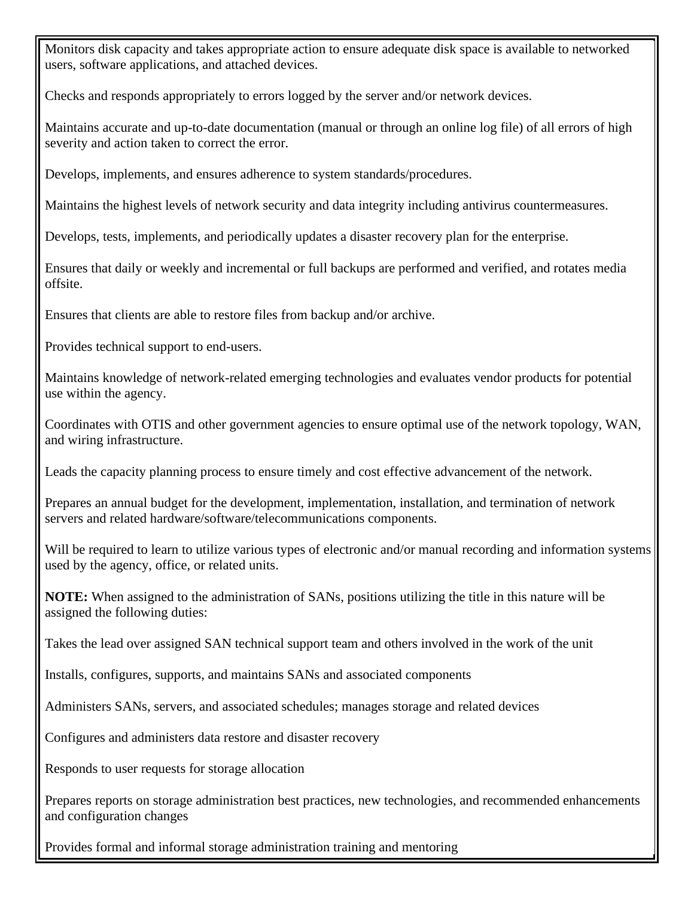Monitors disk capacity and takes appropriate action to ensure adequate disk space is available to networked users, software applications, and attached devices.

Checks and responds appropriately to errors logged by the server and/or network devices.

Maintains accurate and up-to-date documentation (manual or through an online log file) of all errors of high severity and action taken to correct the error.

Develops, implements, and ensures adherence to system standards/procedures.

Maintains the highest levels of network security and data integrity including antivirus countermeasures.

Develops, tests, implements, and periodically updates a disaster recovery plan for the enterprise.

Ensures that daily or weekly and incremental or full backups are performed and verified, and rotates media offsite.

Ensures that clients are able to restore files from backup and/or archive.

Provides technical support to end-users.

Maintains knowledge of network-related emerging technologies and evaluates vendor products for potential use within the agency.

Coordinates with OTIS and other government agencies to ensure optimal use of the network topology, WAN, and wiring infrastructure.

Leads the capacity planning process to ensure timely and cost effective advancement of the network.

Prepares an annual budget for the development, implementation, installation, and termination of network servers and related hardware/software/telecommunications components.

Will be required to learn to utilize various types of electronic and/or manual recording and information systems used by the agency, office, or related units.

**NOTE:** When assigned to the administration of SANs, positions utilizing the title in this nature will be assigned the following duties:

Takes the lead over assigned SAN technical support team and others involved in the work of the unit

Installs, configures, supports, and maintains SANs and associated components

Administers SANs, servers, and associated schedules; manages storage and related devices

Configures and administers data restore and disaster recovery

Responds to user requests for storage allocation

Prepares reports on storage administration best practices, new technologies, and recommended enhancements and configuration changes

Provides formal and informal storage administration training and mentoring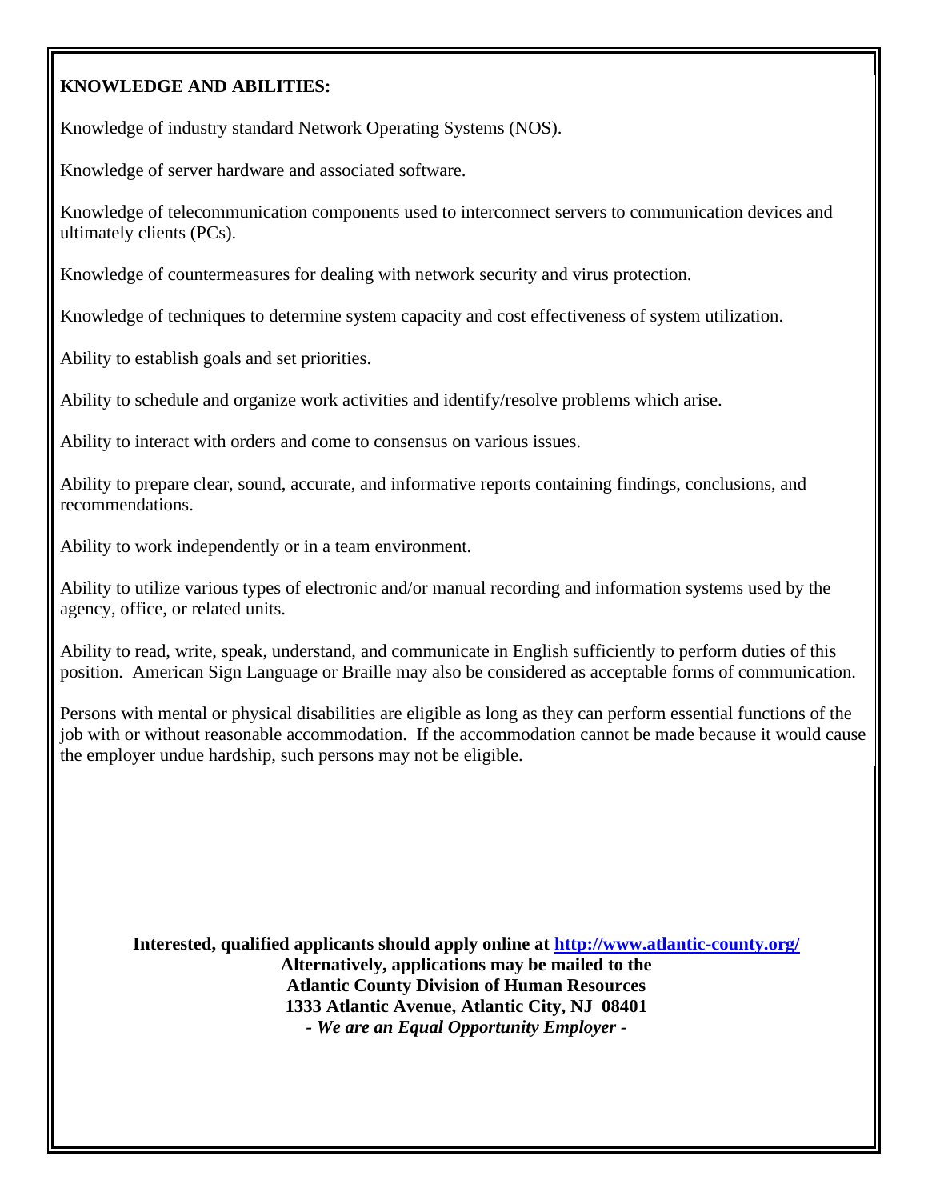**KNOWLEDGE AND ABILITIES:**

Knowledge of industry standard Network Operating Systems (NOS).

Knowledge of server hardware and associated software.

Knowledge of telecommunication components used to interconnect servers to communication devices and ultimately clients (PCs).

Knowledge of countermeasures for dealing with network security and virus protection.

Knowledge of techniques to determine system capacity and cost effectiveness of system utilization.

Ability to establish goals and set priorities.

Ability to schedule and organize work activities and identify/resolve problems which arise.

Ability to interact with orders and come to consensus on various issues.

Ability to prepare clear, sound, accurate, and informative reports containing findings, conclusions, and recommendations.

Ability to work independently or in a team environment.

Ability to utilize various types of electronic and/or manual recording and information systems used by the agency, office, or related units.

Ability to read, write, speak, understand, and communicate in English sufficiently to perform duties of this position. American Sign Language or Braille may also be considered as acceptable forms of communication.

Persons with mental or physical disabilities are eligible as long as they can perform essential functions of the job with or without reasonable accommodation. If the accommodation cannot be made because it would cause the employer undue hardship, such persons may not be eligible.

**Interested, qualified applicants should apply online at [http://www.atlantic-county.org/](http://www.atlantic-county.org/)**
**Alternatively, applications may be mailed to the**
**Atlantic County Division of Human Resources**
**1333 Atlantic Avenue, Atlantic City, NJ 08401**
***- We are an Equal Opportunity Employer -***